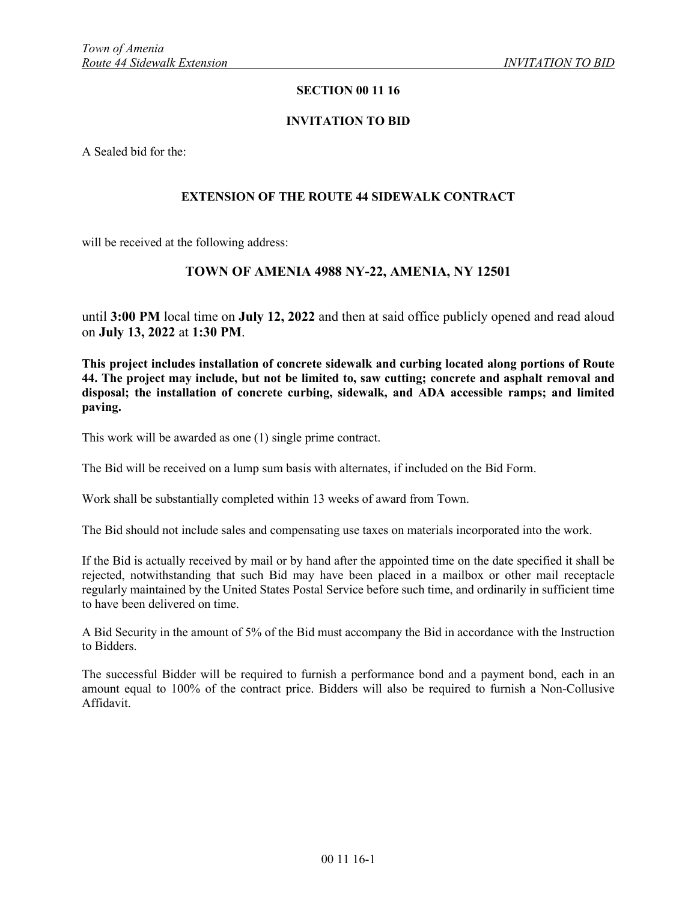# SECTION 00 11 16

## INVITATION TO BID

A Sealed bid for the:

**EXTENSION OF THE ROUTE 44 SIDEWALK CONTRACT**

will be received at the following address:

**TOWN OF AMENIA 4988 NY-22, AMENIA, NY 12501**

until **3:00 PM** local time on **July 12, 2022** and then at said office publicly opened and read aloud on **July 13, 2022** at **1:30 PM**.

**This project includes installation of concrete sidewalk and curbing located along portions of Route 44. The project may include, but not be limited to, saw cutting; concrete and asphalt removal and disposal; the installation of concrete curbing, sidewalk, and ADA accessible ramps; and limited paving.**

This work will be awarded as one (1) single prime contract.

The Bid will be received on a lump sum basis with alternates, if included on the Bid Form.

Work shall be substantially completed within 13 weeks of award from Town.

The Bid should not include sales and compensating use taxes on materials incorporated into the work.

If the Bid is actually received by mail or by hand after the appointed time on the date specified it shall be rejected, notwithstanding that such Bid may have been placed in a mailbox or other mail receptacle regularly maintained by the United States Postal Service before such time, and ordinarily in sufficient time to have been delivered on time.

A Bid Security in the amount of 5% of the Bid must accompany the Bid in accordance with the Instruction to Bidders.

The successful Bidder will be required to furnish a performance bond and a payment bond, each in an amount equal to 100% of the contract price. Bidders will also be required to furnish a Non-Collusive Affidavit.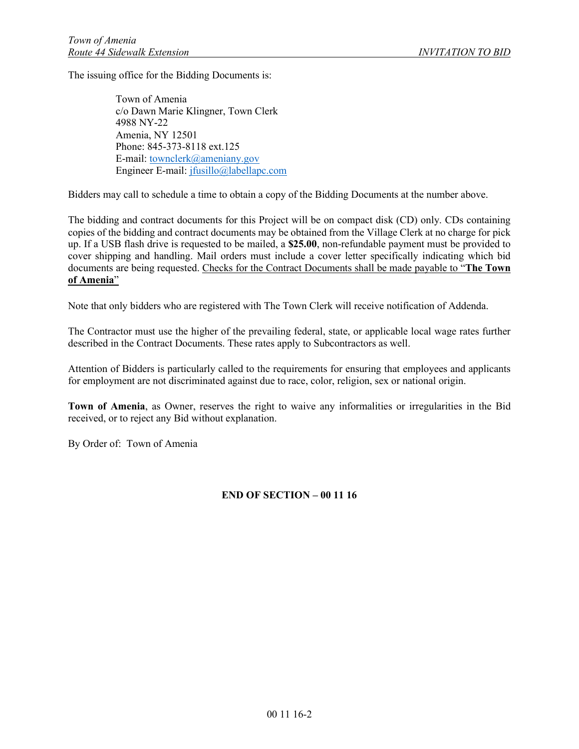The issuing office for the Bidding Documents is:

> Town of Amenia
> c/o Dawn Marie Klingner, Town Clerk
> 4988 NY-22
> Amenia, NY 12501
> Phone: 845-373-8118 ext.125
> E-mail: townclerk@ameniany.gov
> Engineer E-mail: jfusillo@labellapc.com

Bidders may call to schedule a time to obtain a copy of the Bidding Documents at the number above.

The bidding and contract documents for this Project will be on compact disk (CD) only. CDs containing copies of the bidding and contract documents may be obtained from the Village Clerk at no charge for pick up. If a USB flash drive is requested to be mailed, a **$25.00**, non-refundable payment must be provided to cover shipping and handling. Mail orders must include a cover letter specifically indicating which bid documents are being requested. Checks for the Contract Documents shall be made payable to "**The Town of Amenia**"

Note that only bidders who are registered with The Town Clerk will receive notification of Addenda.

The Contractor must use the higher of the prevailing federal, state, or applicable local wage rates further described in the Contract Documents. These rates apply to Subcontractors as well.

Attention of Bidders is particularly called to the requirements for ensuring that employees and applicants for employment are not discriminated against due to race, color, religion, sex or national origin.

**Town of Amenia**, as Owner, reserves the right to waive any informalities or irregularities in the Bid received, or to reject any Bid without explanation.

By Order of: Town of Amenia

**END OF SECTION – 00 11 16**